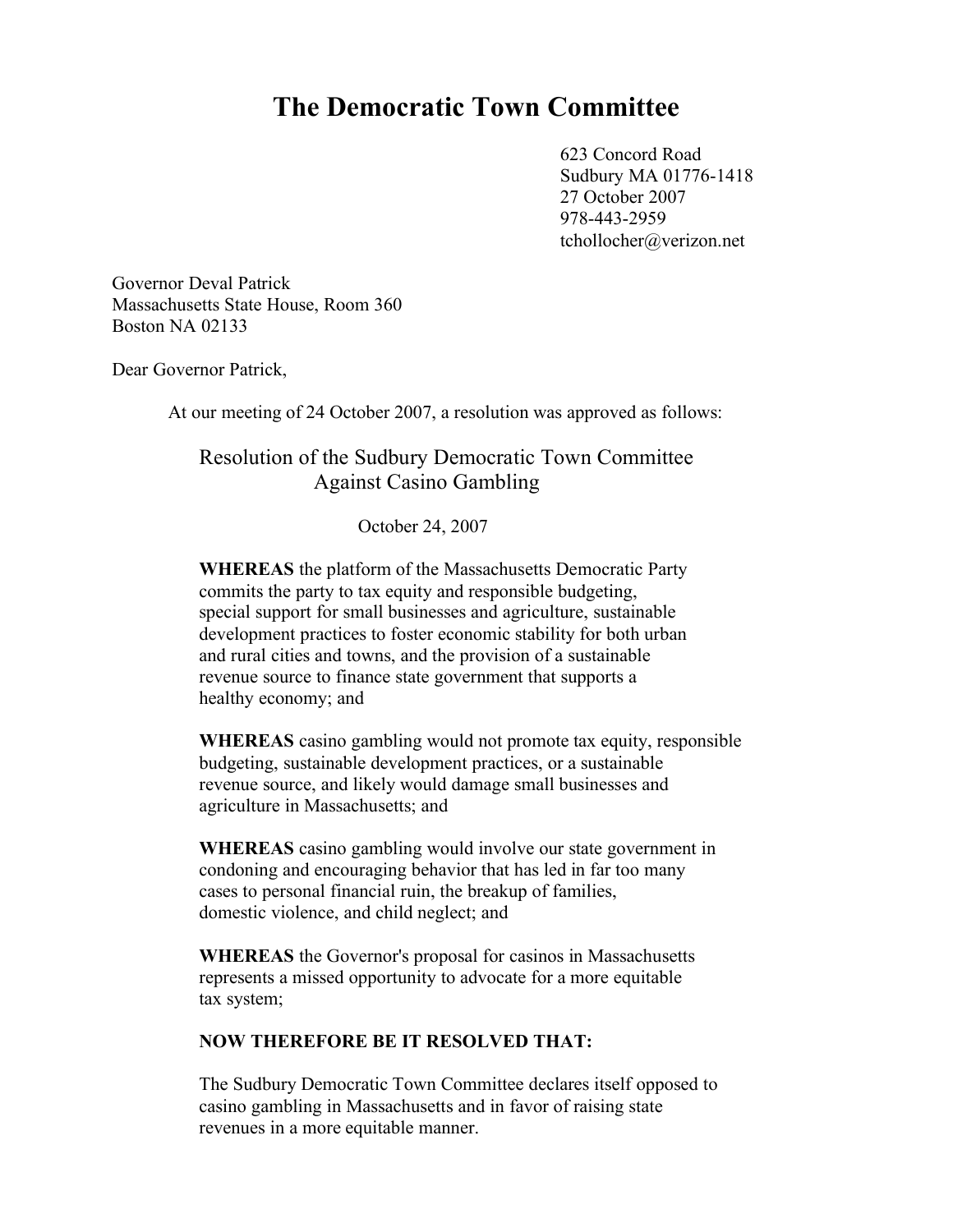# The Democratic Town Committee

623 Concord Road
Sudbury MA 01776-1418
27 October 2007
978-443-2959
tchollocher@verizon.net

Governor Deval Patrick
Massachusetts State House, Room 360
Boston NA 02133

Dear Governor Patrick,

At our meeting of 24 October 2007, a resolution was approved as follows:

## Resolution of the Sudbury Democratic Town Committee Against Casino Gambling

October 24, 2007

**WHEREAS** the platform of the Massachusetts Democratic Party commits the party to tax equity and responsible budgeting, special support for small businesses and agriculture, sustainable development practices to foster economic stability for both urban and rural cities and towns, and the provision of a sustainable revenue source to finance state government that supports a healthy economy; and

**WHEREAS** casino gambling would not promote tax equity, responsible budgeting, sustainable development practices, or a sustainable revenue source, and likely would damage small businesses and agriculture in Massachusetts; and

**WHEREAS** casino gambling would involve our state government in condoning and encouraging behavior that has led in far too many cases to personal financial ruin, the breakup of families, domestic violence, and child neglect; and

**WHEREAS** the Governor's proposal for casinos in Massachusetts represents a missed opportunity to advocate for a more equitable tax system;

**NOW THEREFORE BE IT RESOLVED THAT:**

The Sudbury Democratic Town Committee declares itself opposed to casino gambling in Massachusetts and in favor of raising state revenues in a more equitable manner.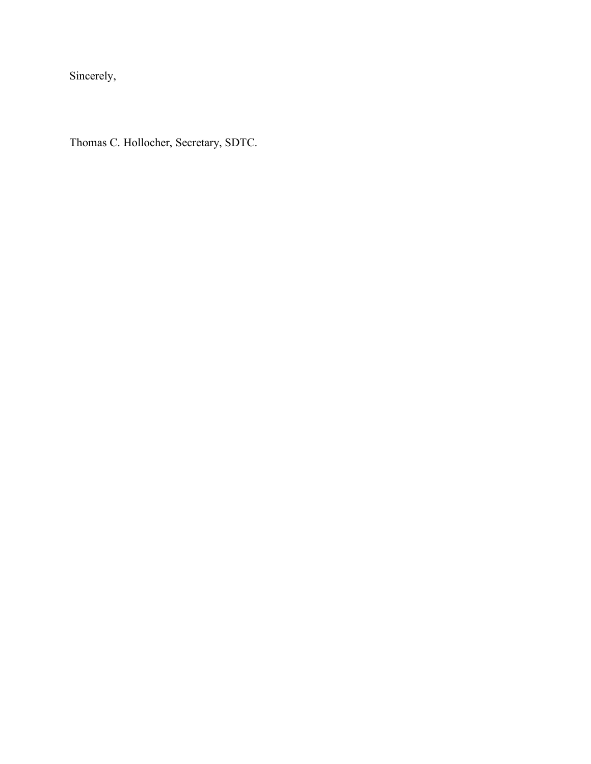Sincerely,

Thomas C. Hollocher, Secretary, SDTC.